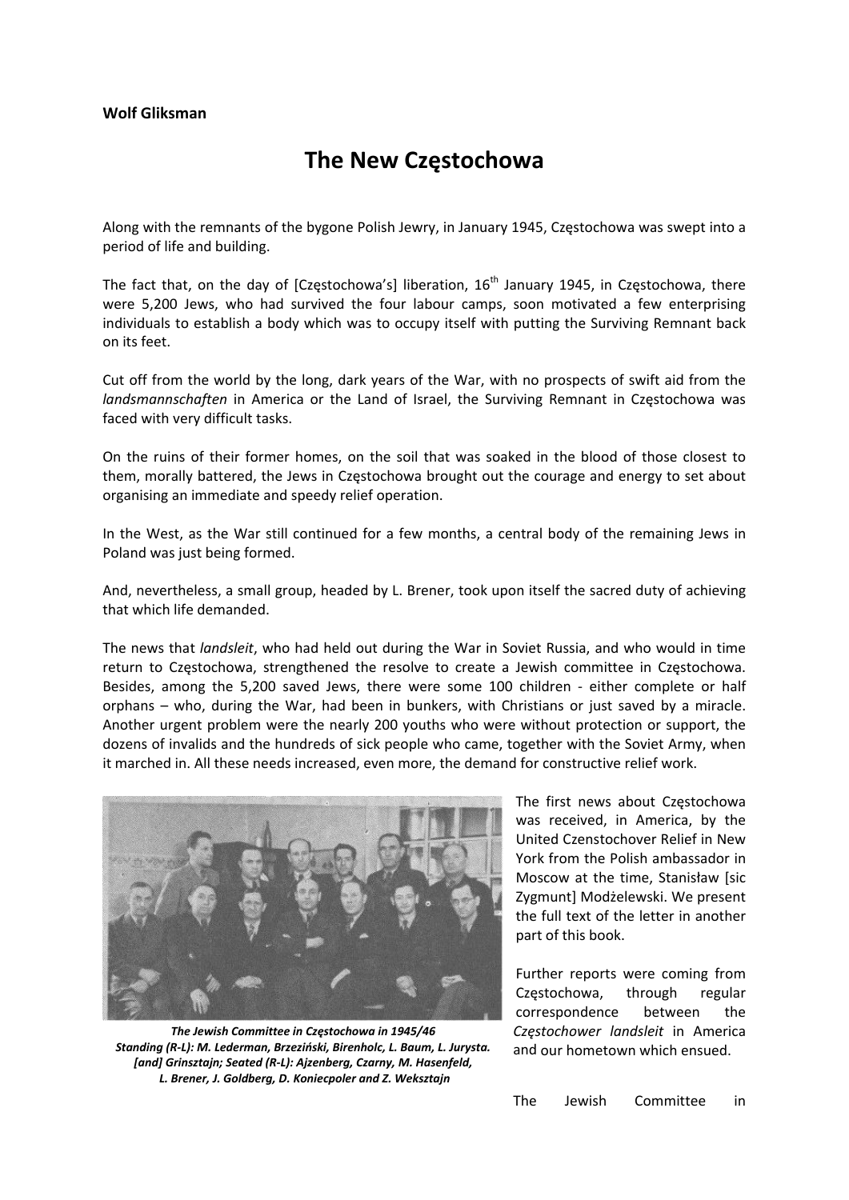**Wolf Gliksman**

# The New Częstochowa

Along with the remnants of the bygone Polish Jewry, in January 1945, Częstochowa was swept into a period of life and building.

The fact that, on the day of [Częstochowa's] liberation, 16th January 1945, in Częstochowa, there were 5,200 Jews, who had survived the four labour camps, soon motivated a few enterprising individuals to establish a body which was to occupy itself with putting the Surviving Remnant back on its feet.

Cut off from the world by the long, dark years of the War, with no prospects of swift aid from the *landsmannschaften* in America or the Land of Israel, the Surviving Remnant in Częstochowa was faced with very difficult tasks.

On the ruins of their former homes, on the soil that was soaked in the blood of those closest to them, morally battered, the Jews in Częstochowa brought out the courage and energy to set about organising an immediate and speedy relief operation.

In the West, as the War still continued for a few months, a central body of the remaining Jews in Poland was just being formed.

And, nevertheless, a small group, headed by L. Brener, took upon itself the sacred duty of achieving that which life demanded.

The news that *landsleit*, who had held out during the War in Soviet Russia, and who would in time return to Częstochowa, strengthened the resolve to create a Jewish committee in Częstochowa. Besides, among the 5,200 saved Jews, there were some 100 children - either complete or half orphans – who, during the War, had been in bunkers, with Christians or just saved by a miracle. Another urgent problem were the nearly 200 youths who were without protection or support, the dozens of invalids and the hundreds of sick people who came, together with the Soviet Army, when it marched in. All these needs increased, even more, the demand for constructive relief work.

***The Jewish Committee in Częstochowa in 1945/46***
***Standing (R-L): M. Lederman, Brzeziński, Birenholc, L. Baum, L. Jurysta. [and] Grinsztajn; Seated (R-L): Ajzenberg, Czarny, M. Hasenfeld, L. Brener, J. Goldberg, D. Koniecpoler and Z. Weksztajn***

The first news about Częstochowa was received, in America, by the United Czenstochover Relief in New York from the Polish ambassador in Moscow at the time, Stanisław [sic Zygmunt] Modżelewski. We present the full text of the letter in another part of this book.

Further reports were coming from Częstochowa, through regular correspondence between the *Częstochower landsleit* in America and our hometown which ensued.

The Jewish Committee in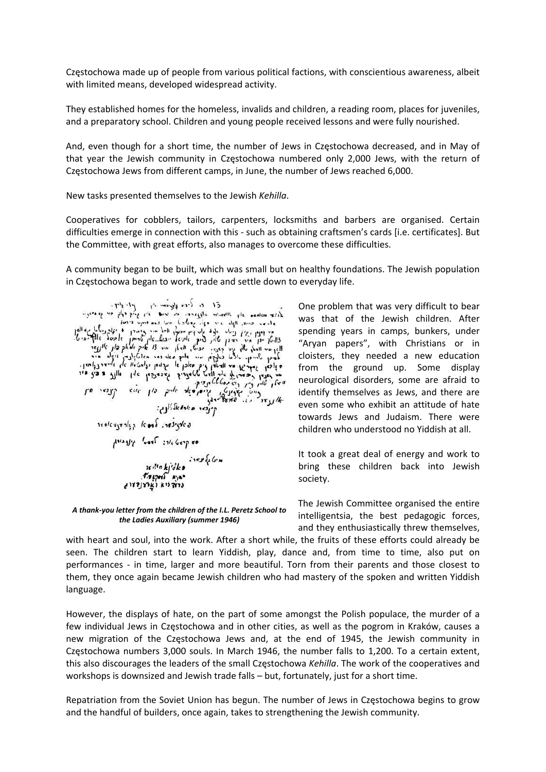Częstochowa made up of people from various political factions, with conscientious awareness, albeit with limited means, developed widespread activity.

They established homes for the homeless, invalids and children, a reading room, places for juveniles, and a preparatory school. Children and young people received lessons and were fully nourished.

And, even though for a short time, the number of Jews in Częstochowa decreased, and in May of that year the Jewish community in Częstochowa numbered only 2,000 Jews, with the return of Częstochowa Jews from different camps, in June, the number of Jews reached 6,000.

New tasks presented themselves to the Jewish *Kehilla*.

Cooperatives for cobblers, tailors, carpenters, locksmiths and barbers are organised. Certain difficulties emerge in connection with this - such as obtaining craftsmen's cards [i.e. certificates]. But the Committee, with great efforts, also manages to overcome these difficulties.

A community began to be built, which was small but on healthy foundations. The Jewish population in Częstochowa began to work, trade and settle down to everyday life.

One problem that was very difficult to bear was that of the Jewish children. After spending years in camps, bunkers, under "Aryan papers", with Christians or in cloisters, they needed a new education from the ground up. Some display neurological disorders, some are afraid to identify themselves as Jews, and there are even some who exhibit an attitude of hate towards Jews and Judaism. There were children who understood no Yiddish at all.

It took a great deal of energy and work to bring these children back into Jewish society.

***A thank-you letter from the children of the I.L. Peretz School to the Ladies Auxiliary (summer 1946)***

The Jewish Committee organised the entire intelligentsia, the best pedagogic forces, and they enthusiastically threw themselves, with heart and soul, into the work. After a short while, the fruits of these efforts could already be seen. The children start to learn Yiddish, play, dance and, from time to time, also put on performances - in time, larger and more beautiful. Torn from their parents and those closest to them, they once again became Jewish children who had mastery of the spoken and written Yiddish language.

However, the displays of hate, on the part of some amongst the Polish populace, the murder of a few individual Jews in Częstochowa and in other cities, as well as the pogrom in Kraków, causes a new migration of the Częstochowa Jews and, at the end of 1945, the Jewish community in Częstochowa numbers 3,000 souls. In March 1946, the number falls to 1,200. To a certain extent, this also discourages the leaders of the small Częstochowa *Kehilla*. The work of the cooperatives and workshops is downsized and Jewish trade falls – but, fortunately, just for a short time.

Repatriation from the Soviet Union has begun. The number of Jews in Częstochowa begins to grow and the handful of builders, once again, takes to strengthening the Jewish community.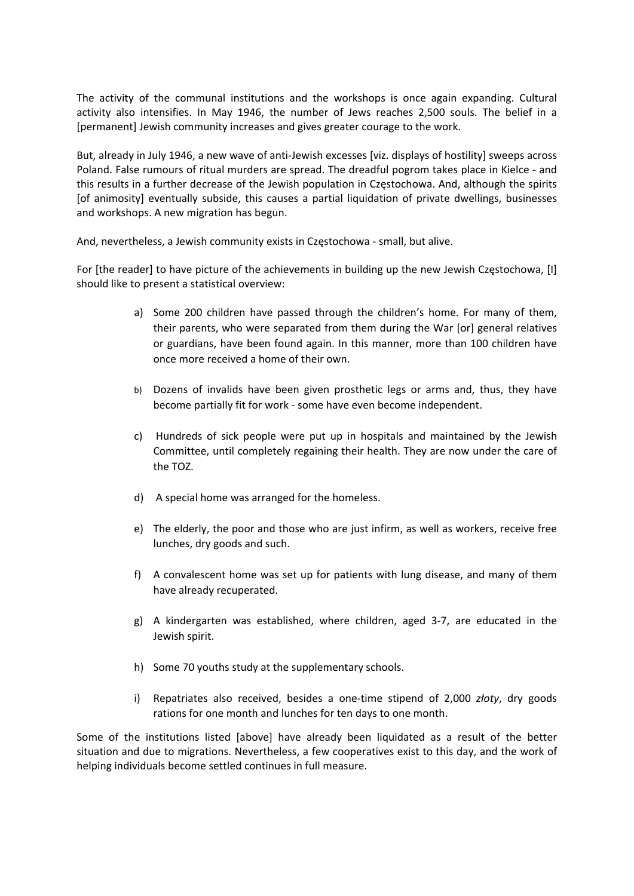The activity of the communal institutions and the workshops is once again expanding. Cultural activity also intensifies. In May 1946, the number of Jews reaches 2,500 souls. The belief in a [permanent] Jewish community increases and gives greater courage to the work.

But, already in July 1946, a new wave of anti-Jewish excesses [viz. displays of hostility] sweeps across Poland. False rumours of ritual murders are spread. The dreadful pogrom takes place in Kielce - and this results in a further decrease of the Jewish population in Częstochowa. And, although the spirits [of animosity] eventually subside, this causes a partial liquidation of private dwellings, businesses and workshops. A new migration has begun.

And, nevertheless, a Jewish community exists in Częstochowa - small, but alive.

For [the reader] to have picture of the achievements in building up the new Jewish Częstochowa, [I] should like to present a statistical overview:

a) Some 200 children have passed through the children's home. For many of them, their parents, who were separated from them during the War [or] general relatives or guardians, have been found again. In this manner, more than 100 children have once more received a home of their own.

b) Dozens of invalids have been given prosthetic legs or arms and, thus, they have become partially fit for work - some have even become independent.

c) Hundreds of sick people were put up in hospitals and maintained by the Jewish Committee, until completely regaining their health. They are now under the care of the TOZ.

d) A special home was arranged for the homeless.

e) The elderly, the poor and those who are just infirm, as well as workers, receive free lunches, dry goods and such.

f) A convalescent home was set up for patients with lung disease, and many of them have already recuperated.

g) A kindergarten was established, where children, aged 3-7, are educated in the Jewish spirit.

h) Some 70 youths study at the supplementary schools.

i) Repatriates also received, besides a one-time stipend of 2,000 *złoty*, dry goods rations for one month and lunches for ten days to one month.

Some of the institutions listed [above] have already been liquidated as a result of the better situation and due to migrations. Nevertheless, a few cooperatives exist to this day, and the work of helping individuals become settled continues in full measure.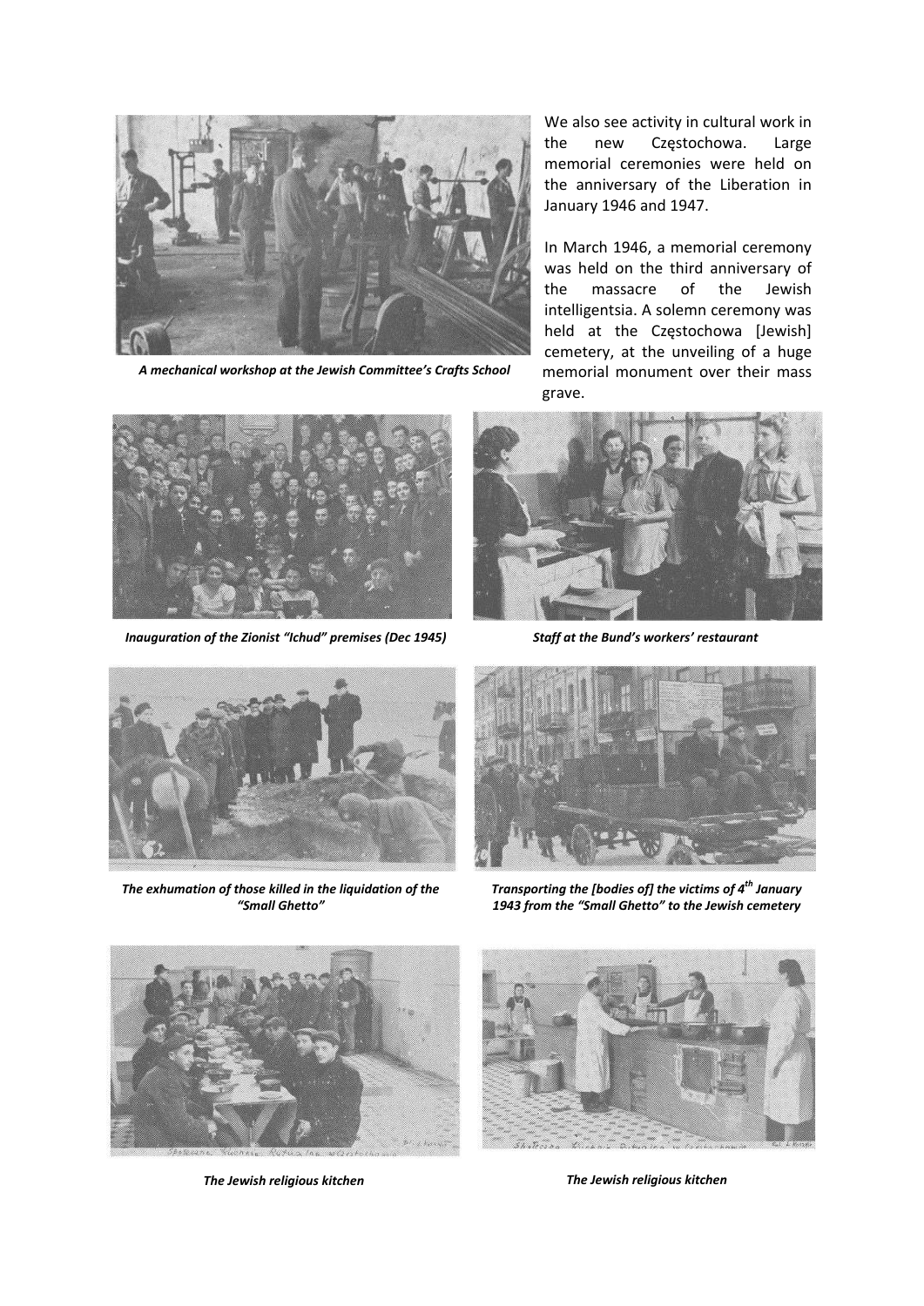*A mechanical workshop at the Jewish Committee's Crafts School*

We also see activity in cultural work in the new Częstochowa. Large memorial ceremonies were held on the anniversary of the Liberation in January 1946 and 1947.

In March 1946, a memorial ceremony was held on the third anniversary of the massacre of the Jewish intelligentsia. A solemn ceremony was held at the Częstochowa [Jewish] cemetery, at the unveiling of a huge memorial monument over their mass grave.

*Inauguration of the Zionist "Ichud" premises (Dec 1945)*

*Staff at the Bund's workers' restaurant*

*The exhumation of those killed in the liquidation of the "Small Ghetto"*

*Transporting the [bodies of] the victims of 4th January 1943 from the "Small Ghetto" to the Jewish cemetery*

*The Jewish religious kitchen*

*The Jewish religious kitchen*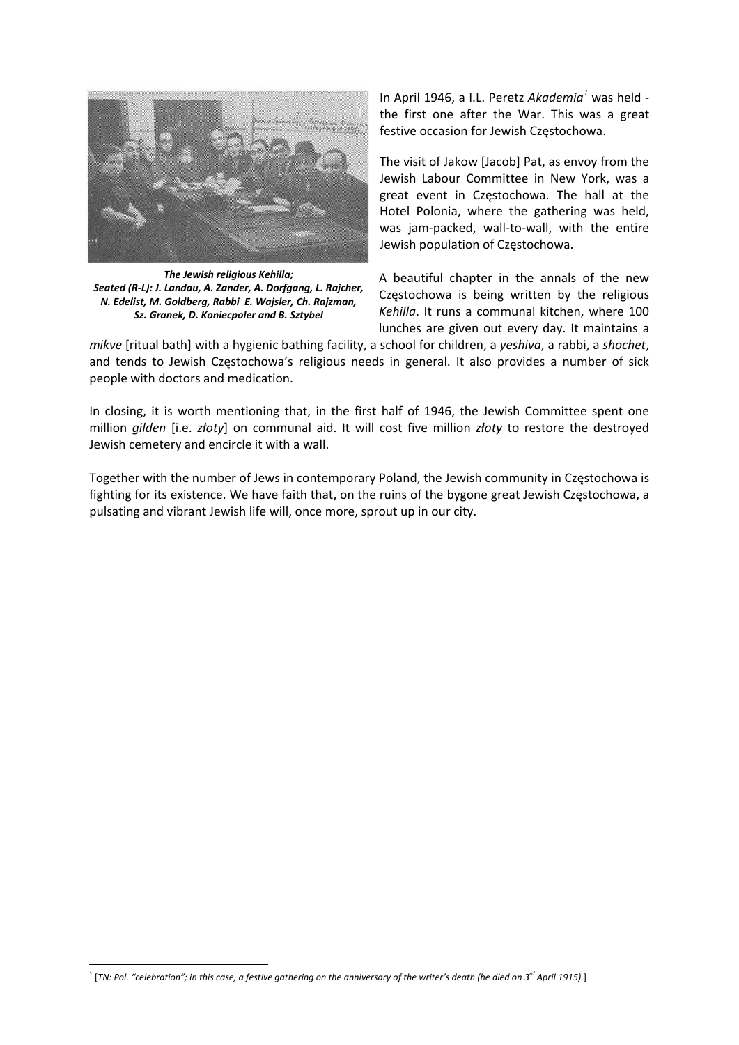*The Jewish religious Kehilla;*
***Seated (R-L): J. Landau, A. Zander, A. Dorfgang, L. Rajcher, N. Edelist, M. Goldberg, Rabbi E. Wajsler, Ch. Rajzman, Sz. Granek, D. Koniecpoler and B. Sztybel***

In April 1946, a I.L. Peretz *Akademia*[1] was held - the first one after the War. This was a great festive occasion for Jewish Częstochowa.

The visit of Jakow [Jacob] Pat, as envoy from the Jewish Labour Committee in New York, was a great event in Częstochowa. The hall at the Hotel Polonia, where the gathering was held, was jam-packed, wall-to-wall, with the entire Jewish population of Częstochowa.

A beautiful chapter in the annals of the new Częstochowa is being written by the religious *Kehilla*. It runs a communal kitchen, where 100 lunches are given out every day. It maintains a *mikve* [ritual bath] with a hygienic bathing facility, a school for children, a *yeshiva*, a rabbi, a *shochet*, and tends to Jewish Częstochowa's religious needs in general. It also provides a number of sick people with doctors and medication.

In closing, it is worth mentioning that, in the first half of 1946, the Jewish Committee spent one million *gilden* [i.e. *złoty*] on communal aid. It will cost five million *złoty* to restore the destroyed Jewish cemetery and encircle it with a wall.

Together with the number of Jews in contemporary Poland, the Jewish community in Częstochowa is fighting for its existence. We have faith that, on the ruins of the bygone great Jewish Częstochowa, a pulsating and vibrant Jewish life will, once more, sprout up in our city.

---

[1] [*TN: Pol. "celebration"; in this case, a festive gathering on the anniversary of the writer's death (he died on 3rd April 1915).*]